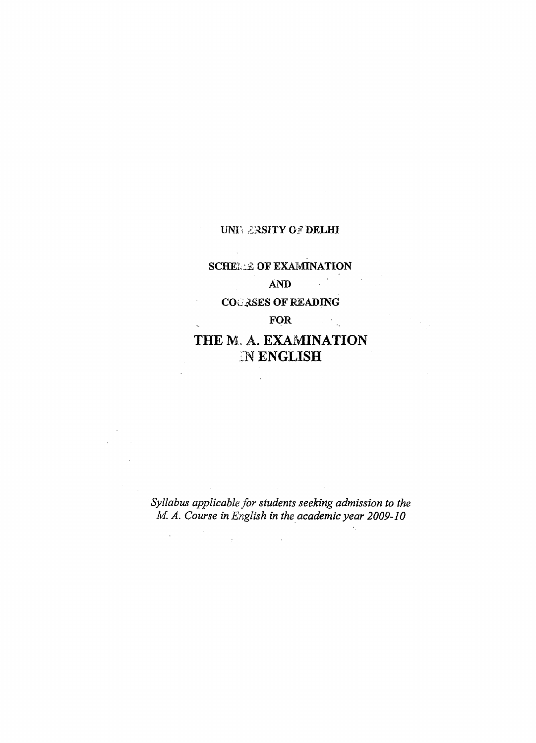# UNIVERSITY OF DELHI

## SCHEME OF EXAMINATION

## AND

## COURSES OF READING

## FOR

# THE M. A. EXAMINATION IN ENGLISH

*Syllabus applicable for students seeking admission to the M. A. Course in English in the academic year 2009-10*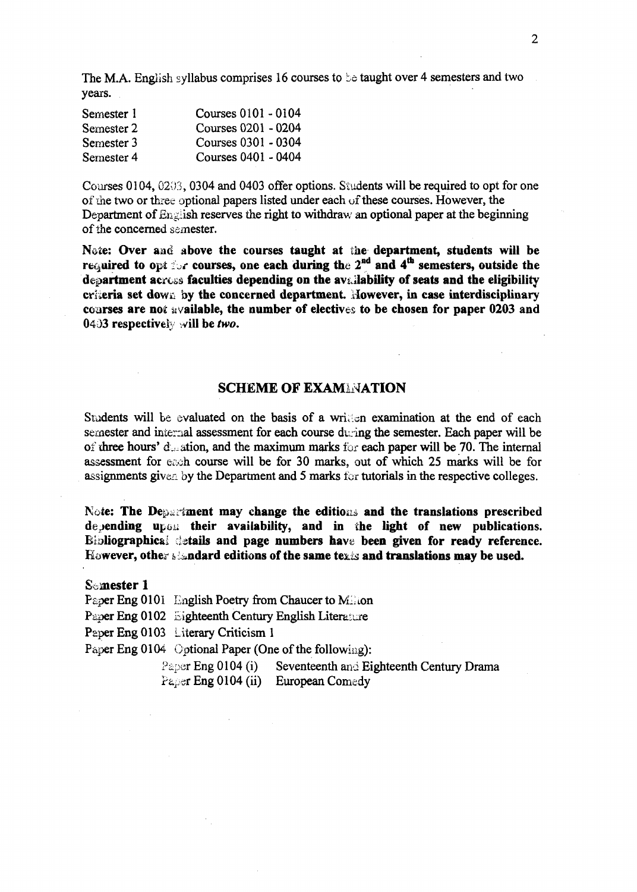The M.A. English syllabus comprises 16 courses to be taught over 4 semesters and two years.

| | |
|---|---|
| Semester 1 | Courses 0101 - 0104 |
| Semester 2 | Courses 0201 - 0204 |
| Semester 3 | Courses 0301 - 0304 |
| Semester 4 | Courses 0401 - 0404 |

Courses 0104, 0203, 0304 and 0403 offer options. Students will be required to opt for one of the two or three optional papers listed under each of these courses. However, the Department of English reserves the right to withdraw an optional paper at the beginning of the concerned semester.

**Note: Over and above the courses taught at the department, students will be required to opt for courses, one each during the 2nd and 4th semesters, outside the department across faculties depending on the availability of seats and the eligibility criteria set down by the concerned department. However, in case interdisciplinary courses are not available, the number of electives to be chosen for paper 0203 and 0403 respectively will be *two*.**

## SCHEME OF EXAMINATION

Students will be evaluated on the basis of a written examination at the end of each semester and internal assessment for each course during the semester. Each paper will be of three hours' duration, and the maximum marks for each paper will be 70. The internal assessment for each course will be for 30 marks, out of which 25 marks will be for assignments given by the Department and 5 marks for tutorials in the respective colleges.

**Note: The Department may change the editions and the translations prescribed depending upon their availability, and in the light of new publications. Bibliographical details and page numbers have been given for ready reference. However, other standard editions of the same texts and translations may be used.**

### Semester 1

Paper Eng 0101 English Poetry from Chaucer to Milton

Paper Eng 0102 Eighteenth Century English Literature

Paper Eng 0103 Literary Criticism 1

Paper Eng 0104 Optional Paper (One of the following):

- Paper Eng 0104 (i) Seventeenth and Eighteenth Century Drama
- Paper Eng 0104 (ii) European Comedy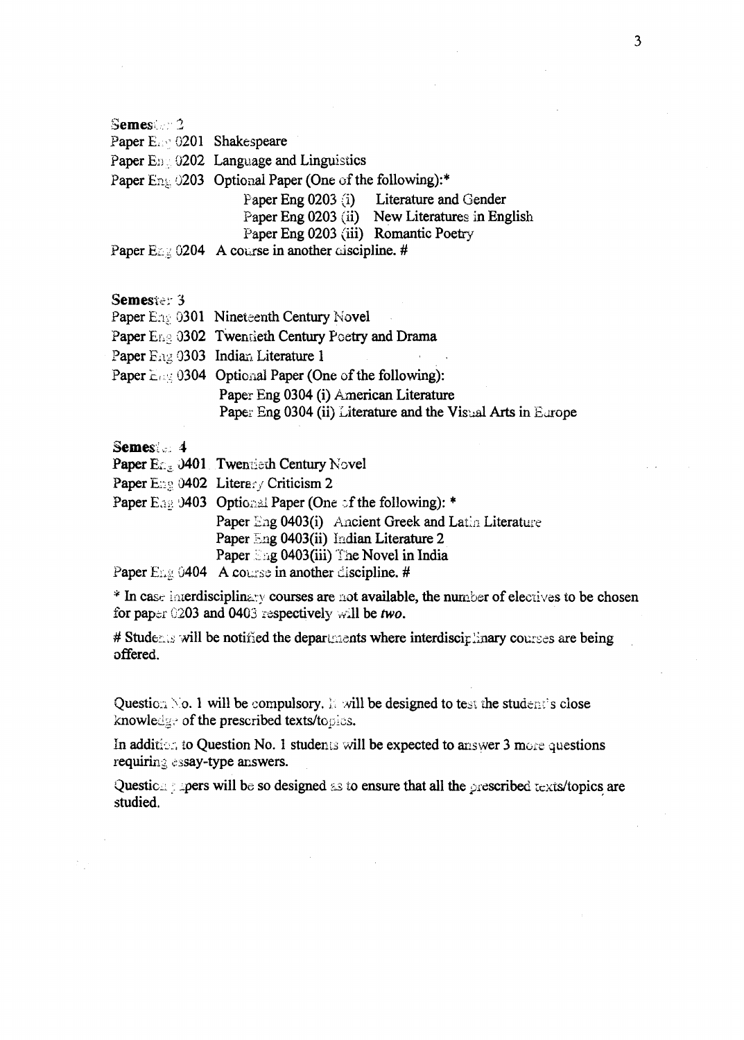**Semester 2**

Paper Eng 0201 Shakespeare

Paper Eng 0202 Language and Linguistics

Paper Eng 0203 Optional Paper (One of the following):*

- Paper Eng 0203 (i) Literature and Gender
- Paper Eng 0203 (ii) New Literatures in English
- Paper Eng 0203 (iii) Romantic Poetry

Paper Eng 0204 A course in another discipline. #

**Semester 3**

Paper Eng 0301 Nineteenth Century Novel

Paper Eng 0302 Twentieth Century Poetry and Drama

Paper Eng 0303 Indian Literature 1

Paper Eng 0304 Optional Paper (One of the following):

- Paper Eng 0304 (i) American Literature
- Paper Eng 0304 (ii) Literature and the Visual Arts in Europe

**Semester 4**

Paper Eng 0401 Twentieth Century Novel

Paper Eng 0402 Literary Criticism 2

Paper Eng 0403 Optional Paper (One of the following): *

- Paper Eng 0403(i) Ancient Greek and Latin Literature
- Paper Eng 0403(ii) Indian Literature 2
- Paper Eng 0403(iii) The Novel in India

Paper Eng 0404 A course in another discipline. #

* In case interdisciplinary courses are not available, the number of electives to be chosen for paper 0203 and 0403 respectively will be *two*.

# Students will be notified the departments where interdisciplinary courses are being offered.

Question No. 1 will be compulsory. It will be designed to test the student's close knowledge of the prescribed texts/topics.

In addition to Question No. 1 students will be expected to answer 3 more questions requiring essay-type answers.

Question papers will be so designed as to ensure that all the prescribed texts/topics are studied.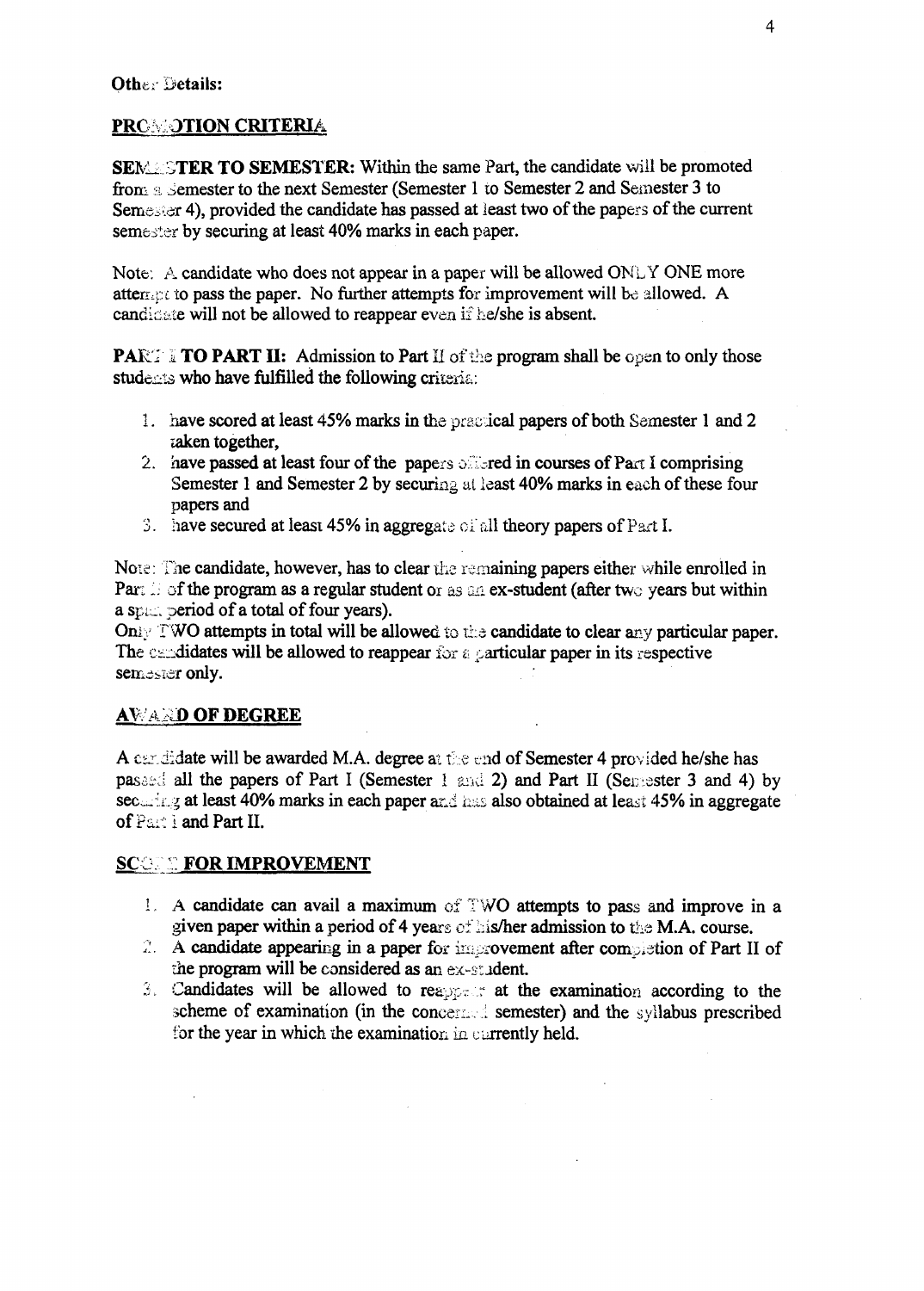**Other Details:**

## PROMOTION CRITERIA

**SEMESTER TO SEMESTER:** Within the same Part, the candidate will be promoted from a Semester to the next Semester (Semester 1 to Semester 2 and Semester 3 to Semester 4), provided the candidate has passed at least two of the papers of the current semester by securing at least 40% marks in each paper.

Note: A candidate who does not appear in a paper will be allowed ONLY ONE more attempt to pass the paper. No further attempts for improvement will be allowed. A candidate will not be allowed to reappear even if he/she is absent.

**PART I TO PART II:** Admission to Part II of the program shall be open to only those students who have fulfilled the following criteria:

1. have scored at least 45% marks in the practical papers of both Semester 1 and 2 taken together,
2. have passed at least four of the papers offered in courses of Part I comprising Semester 1 and Semester 2 by securing at least 40% marks in each of these four papers and
3. have secured at least 45% in aggregate of all theory papers of Part I.

Note: The candidate, however, has to clear the remaining papers either while enrolled in Part II of the program as a regular student or as an ex-student (after two years but within a span period of a total of four years).
Only TWO attempts in total will be allowed to the candidate to clear any particular paper. The candidates will be allowed to reappear for a particular paper in its respective semester only.

## AWARD OF DEGREE

A candidate will be awarded M.A. degree at the end of Semester 4 provided he/she has passed all the papers of Part I (Semester 1 and 2) and Part II (Semester 3 and 4) by securing at least 40% marks in each paper and has also obtained at least 45% in aggregate of Part I and Part II.

## SCOPE FOR IMPROVEMENT

1. A candidate can avail a maximum of TWO attempts to pass and improve in a given paper within a period of 4 years of his/her admission to the M.A. course.
2. A candidate appearing in a paper for improvement after completion of Part II of the program will be considered as an ex-student.
3. Candidates will be allowed to reappear at the examination according to the scheme of examination (in the concerned semester) and the syllabus prescribed for the year in which the examination in currently held.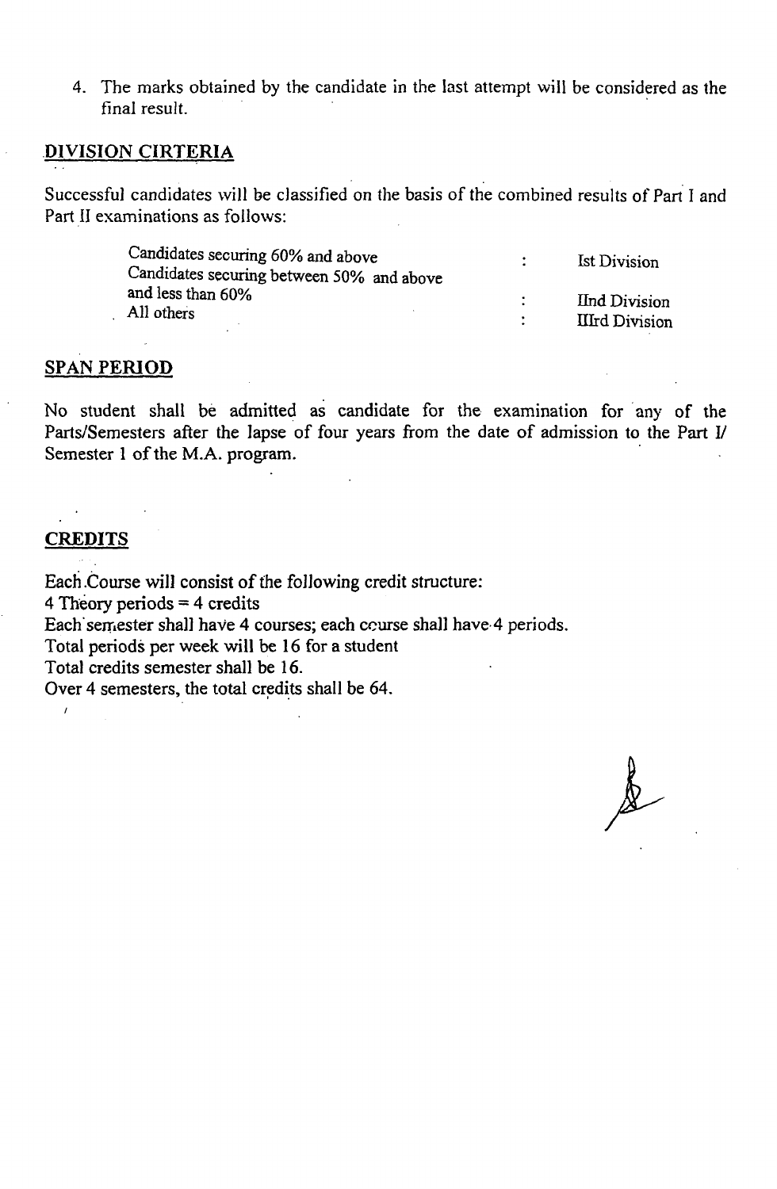4. The marks obtained by the candidate in the last attempt will be considered as the final result.

## DIVISION CIRTERIA

Successful candidates will be classified on the basis of the combined results of Part I and Part II examinations as follows:

| | | |
|---|---|---|
| Candidates securing 60% and above | : | Ist Division |
| Candidates securing between 50% and above and less than 60% | : | IInd Division |
| All others | : | IIIrd Division |

## SPAN PERIOD

No student shall be admitted as candidate for the examination for any of the Parts/Semesters after the lapse of four years from the date of admission to the Part I/ Semester 1 of the M.A. program.

## CREDITS

Each Course will consist of the following credit structure:
4 Theory periods = 4 credits
Each semester shall have 4 courses; each course shall have 4 periods.
Total periods per week will be 16 for a student
Total credits semester shall be 16.
Over 4 semesters, the total credits shall be 64.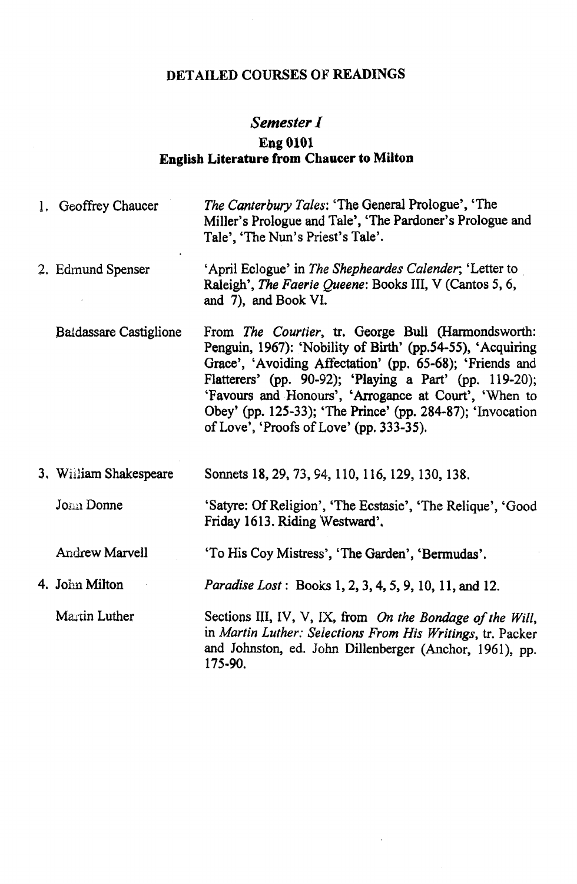## DETAILED COURSES OF READINGS

### *Semester I*

### Eng 0101
### English Literature from Chaucer to Milton

1. Geoffrey Chaucer — *The Canterbury Tales*: 'The General Prologue', 'The Miller's Prologue and Tale', 'The Pardoner's Prologue and Tale', 'The Nun's Priest's Tale'.

2. Edmund Spenser — 'April Eclogue' in *The Shepheardes Calender*; 'Letter to Raleigh', *The Faerie Queene*: Books III, V (Cantos 5, 6, and 7), and Book VI.

   Baldassare Castiglione — From *The Courtier*, tr. George Bull (Harmondsworth: Penguin, 1967): 'Nobility of Birth' (pp.54-55), 'Acquiring Grace', 'Avoiding Affectation' (pp. 65-68); 'Friends and Flatterers' (pp. 90-92); 'Playing a Part' (pp. 119-20); 'Favours and Honours', 'Arrogance at Court', 'When to Obey' (pp. 125-33); 'The Prince' (pp. 284-87); 'Invocation of Love', 'Proofs of Love' (pp. 333-35).

3. William Shakespeare — Sonnets 18, 29, 73, 94, 110, 116, 129, 130, 138.

   John Donne — 'Satyre: Of Religion', 'The Ecstasie', 'The Relique', 'Good Friday 1613. Riding Westward'.

   Andrew Marvell — 'To His Coy Mistress', 'The Garden', 'Bermudas'.

4. John Milton — *Paradise Lost*: Books 1, 2, 3, 4, 5, 9, 10, 11, and 12.

   Martin Luther — Sections III, IV, V, IX, from *On the Bondage of the Will*, in *Martin Luther: Selections From His Writings*, tr. Packer and Johnston, ed. John Dillenberger (Anchor, 1961), pp. 175-90.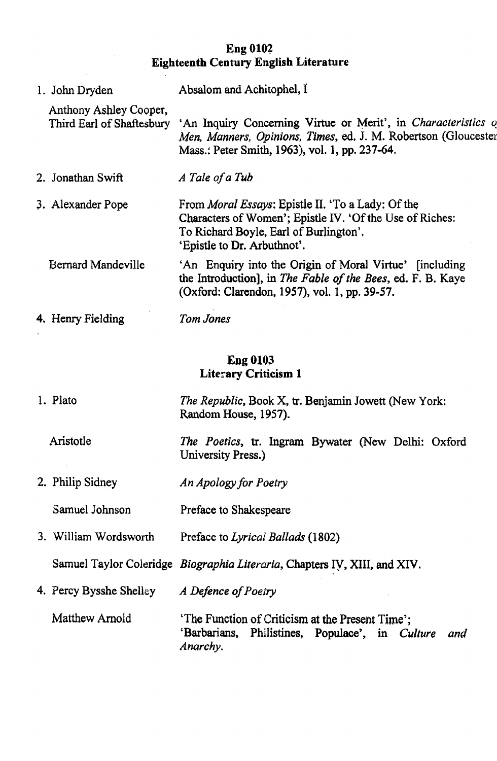## Eng 0102
## Eighteenth Century English Literature

| | |
|---|---|
| 1. John Dryden | Absalom and Achitophel, I |
| Anthony Ashley Cooper, Third Earl of Shaftesbury | 'An Inquiry Concerning Virtue or Merit', in *Characteristics of Men, Manners, Opinions, Times*, ed. J. M. Robertson (Gloucester Mass.: Peter Smith, 1963), vol. 1, pp. 237-64. |
| 2. Jonathan Swift | *A Tale of a Tub* |
| 3. Alexander Pope | From *Moral Essays*: Epistle II. 'To a Lady: Of the Characters of Women'; Epistle IV. 'Of the Use of Riches: To Richard Boyle, Earl of Burlington', 'Epistle to Dr. Arbuthnot'. |
| Bernard Mandeville | 'An Enquiry into the Origin of Moral Virtue' [including the Introduction], in *The Fable of the Bees*, ed. F. B. Kaye (Oxford: Clarendon, 1957), vol. 1, pp. 39-57. |
| 4. Henry Fielding | *Tom Jones* |

## Eng 0103
## Literary Criticism 1

| | |
|---|---|
| 1. Plato | *The Republic*, Book X, tr. Benjamin Jowett (New York: Random House, 1957). |
| Aristotle | *The Poetics*, tr. Ingram Bywater (New Delhi: Oxford University Press.) |
| 2. Philip Sidney | *An Apology for Poetry* |
| Samuel Johnson | Preface to Shakespeare |
| 3. William Wordsworth | Preface to *Lyrical Ballads* (1802) |
| Samuel Taylor Coleridge | *Biographia Literaria*, Chapters IV, XIII, and XIV. |
| 4. Percy Bysshe Shelley | *A Defence of Poetry* |
| Matthew Arnold | 'The Function of Criticism at the Present Time'; 'Barbarians, Philistines, Populace', in *Culture and Anarchy*. |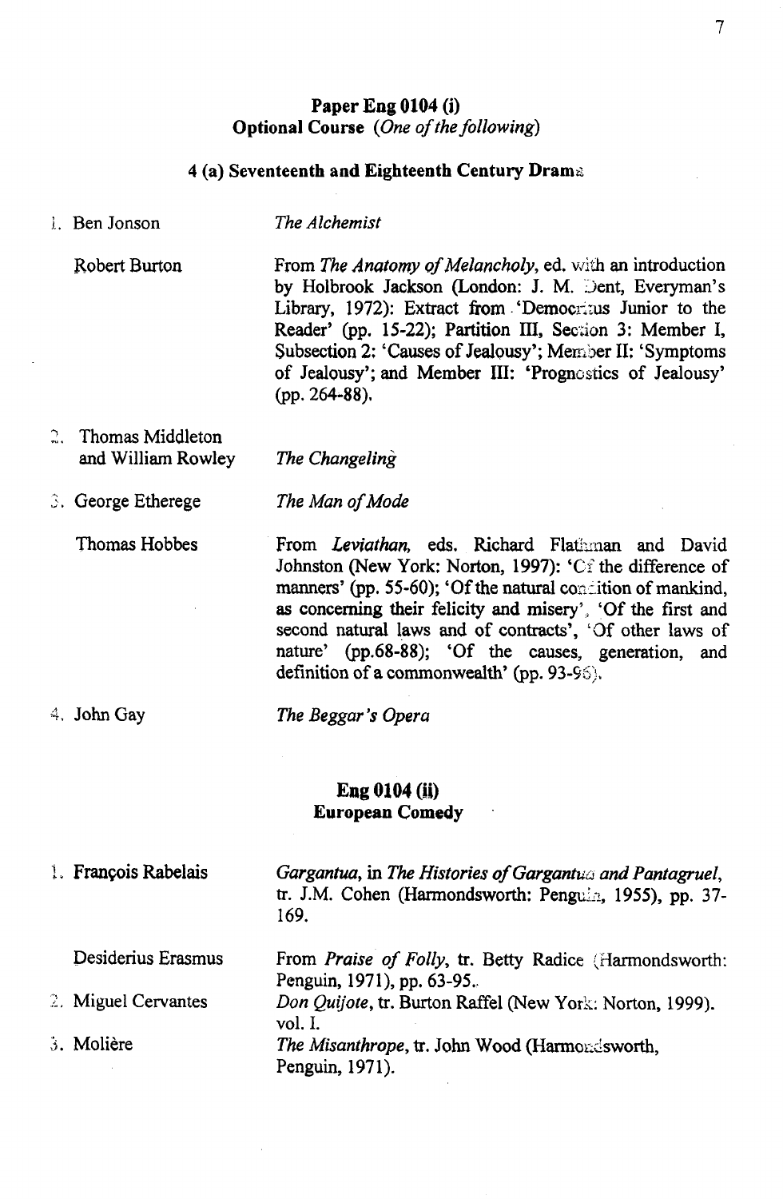## Paper Eng 0104 (i)
### Optional Course (*One of the following*)

#### 4 (a) Seventeenth and Eighteenth Century Drama

1. Ben Jonson — *The Alchemist*

   Robert Burton — From *The Anatomy of Melancholy*, ed. with an introduction by Holbrook Jackson (London: J. M. Dent, Everyman's Library, 1972): Extract from 'Democritus Junior to the Reader' (pp. 15-22); Partition III, Section 3: Member I, Subsection 2: 'Causes of Jealousy'; Member II: 'Symptoms of Jealousy'; and Member III: 'Prognostics of Jealousy' (pp. 264-88).

2. Thomas Middleton and William Rowley — *The Changeling*

3. George Etherege — *The Man of Mode*

   Thomas Hobbes — From *Leviathan*, eds. Richard Flathman and David Johnston (New York: Norton, 1997): 'Of the difference of manners' (pp. 55-60); 'Of the natural condition of mankind, as concerning their felicity and misery', 'Of the first and second natural laws and of contracts', 'Of other laws of nature' (pp.68-88); 'Of the causes, generation, and definition of a commonwealth' (pp. 93-96).

4. John Gay — *The Beggar's Opera*

## Eng 0104 (ii)
### European Comedy

1. François Rabelais — *Gargantua*, in *The Histories of Gargantua and Pantagruel*, tr. J.M. Cohen (Harmondsworth: Penguin, 1955), pp. 37-169.

   Desiderius Erasmus — From *Praise of Folly*, tr. Betty Radice (Harmondsworth: Penguin, 1971), pp. 63-95.

2. Miguel Cervantes — *Don Quijote*, tr. Burton Raffel (New York: Norton, 1999). vol. I.

3. Molière — *The Misanthrope*, tr. John Wood (Harmondsworth, Penguin, 1971).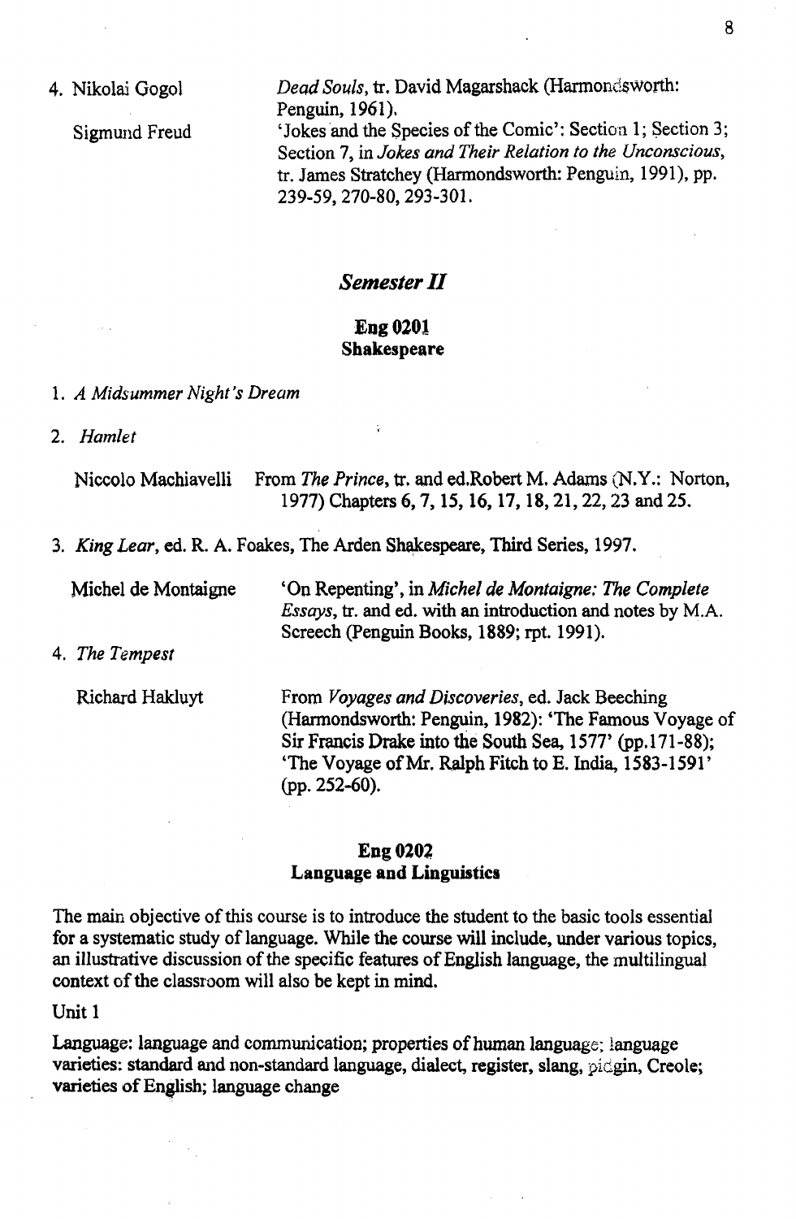4. Nikolai Gogol — *Dead Souls*, tr. David Magarshack (Harmondsworth: Penguin, 1961).

   Sigmund Freud — 'Jokes and the Species of the Comic': Section 1; Section 3; Section 7, in *Jokes and Their Relation to the Unconscious*, tr. James Stratchey (Harmondsworth: Penguin, 1991), pp. 239-59, 270-80, 293-301.

## *Semester II*

### Eng 0201
### Shakespeare

1. *A Midsummer Night's Dream*

2. *Hamlet*

   Niccolo Machiavelli — From *The Prince*, tr. and ed.Robert M. Adams (N.Y.: Norton, 1977) Chapters 6, 7, 15, 16, 17, 18, 21, 22, 23 and 25.

3. *King Lear*, ed. R. A. Foakes, The Arden Shakespeare, Third Series, 1997.

   Michel de Montaigne — 'On Repenting', in *Michel de Montaigne: The Complete Essays*, tr. and ed. with an introduction and notes by M.A. Screech (Penguin Books, 1889; rpt. 1991).

4. *The Tempest*

   Richard Hakluyt — From *Voyages and Discoveries*, ed. Jack Beeching (Harmondsworth: Penguin, 1982): 'The Famous Voyage of Sir Francis Drake into the South Sea, 1577' (pp.171-88); 'The Voyage of Mr. Ralph Fitch to E. India, 1583-1591' (pp. 252-60).

### Eng 0202
### Language and Linguistics

The main objective of this course is to introduce the student to the basic tools essential for a systematic study of language. While the course will include, under various topics, an illustrative discussion of the specific features of English language, the multilingual context of the classroom will also be kept in mind.

Unit 1

Language: language and communication; properties of human language; language varieties: standard and non-standard language, dialect, register, slang, pidgin, Creole; varieties of English; language change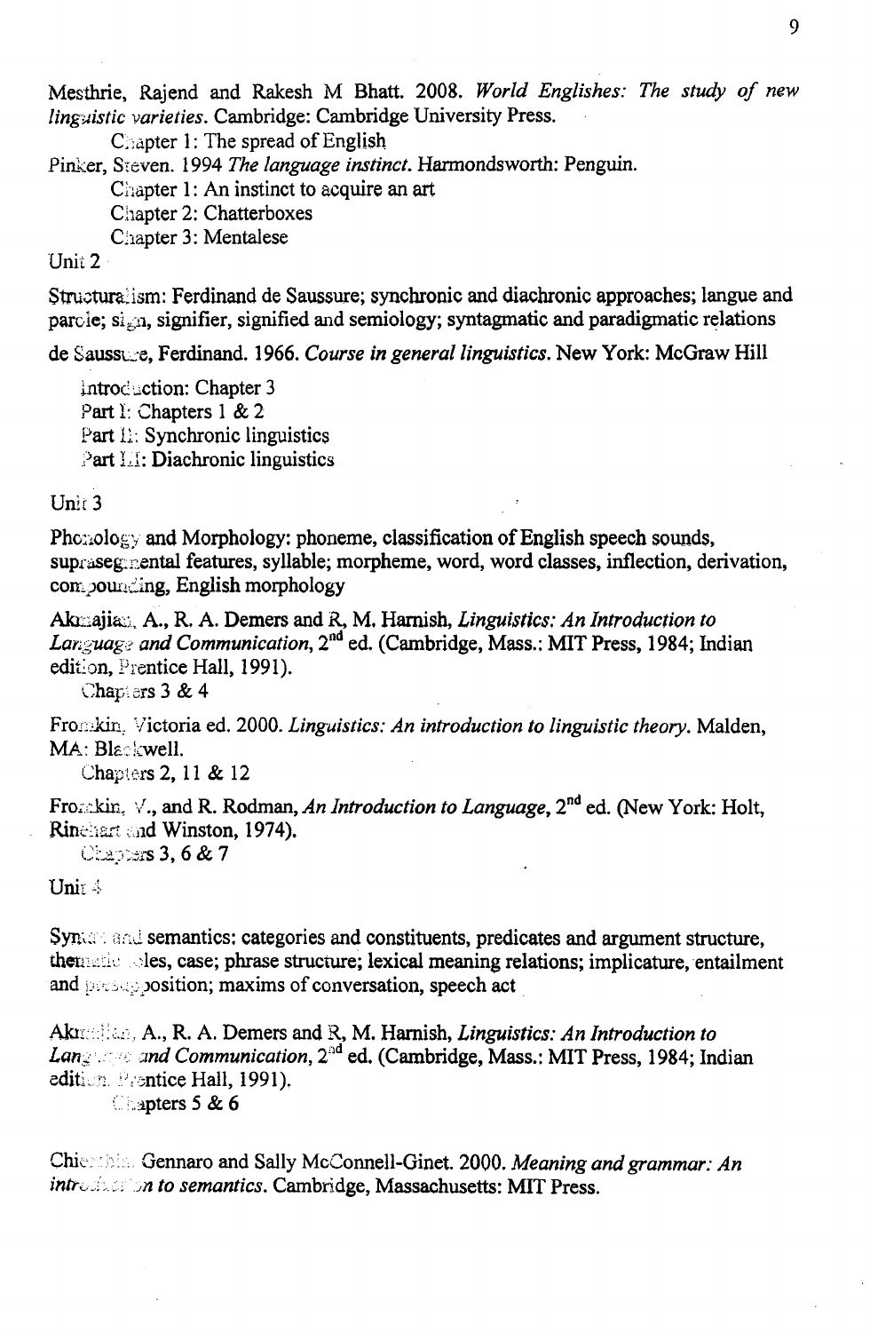Mesthrie, Rajend and Rakesh M Bhatt. 2008. *World Englishes: The study of new linguistic varieties*. Cambridge: Cambridge University Press.

Chapter 1: The spread of English

Pinker, Steven. 1994 *The language instinct*. Harmondsworth: Penguin.

Chapter 1: An instinct to acquire an art

Chapter 2: Chatterboxes

Chapter 3: Mentalese

Unit 2

Structuralism: Ferdinand de Saussure; synchronic and diachronic approaches; langue and parole; sign, signifier, signified and semiology; syntagmatic and paradigmatic relations

de Saussure, Ferdinand. 1966. *Course in general linguistics*. New York: McGraw Hill

Introduction: Chapter 3

Part I: Chapters 1 & 2

Part II: Synchronic linguistics

Part III: Diachronic linguistics

Unit 3

Phonology and Morphology: phoneme, classification of English speech sounds, suprasegmental features, syllable; morpheme, word, word classes, inflection, derivation, compounding, English morphology

Akmajian, A., R. A. Demers and R. M. Harnish, *Linguistics: An Introduction to Language and Communication*, 2nd ed. (Cambridge, Mass.: MIT Press, 1984; Indian edition, Prentice Hall, 1991).

Chapters 3 & 4

Fromkin, Victoria ed. 2000. *Linguistics: An introduction to linguistic theory*. Malden, MA: Blackwell.

Chapters 2, 11 & 12

Fromkin, V., and R. Rodman, *An Introduction to Language*, 2nd ed. (New York: Holt, Rinehart and Winston, 1974).

Chapters 3, 6 & 7

Unit 4

Syntax and semantics: categories and constituents, predicates and argument structure, thematic roles, case; phrase structure; lexical meaning relations; implicature, entailment and presupposition; maxims of conversation, speech act

Akmajian, A., R. A. Demers and R. M. Harnish, *Linguistics: An Introduction to Language and Communication*, 2nd ed. (Cambridge, Mass.: MIT Press, 1984; Indian edition, Prentice Hall, 1991).

Chapters 5 & 6

Chierchia, Gennaro and Sally McConnell-Ginet. 2000. *Meaning and grammar: An introduction to semantics*. Cambridge, Massachusetts: MIT Press.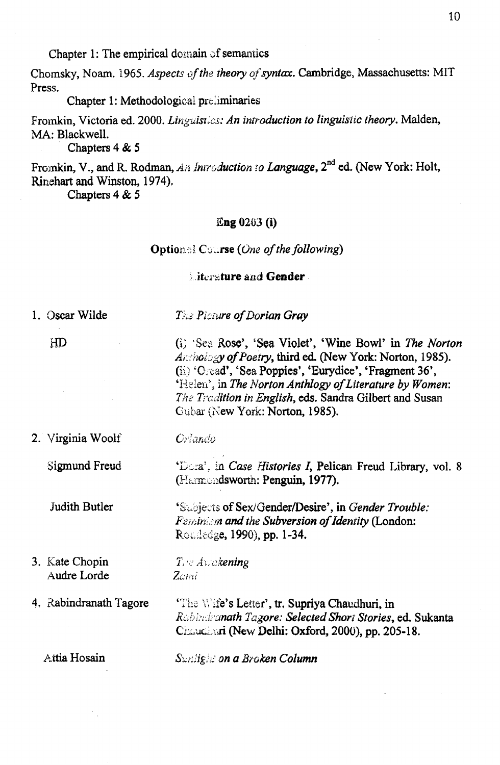Chapter 1: The empirical domain of semantics

Chomsky, Noam. 1965. *Aspects of the theory of syntax*. Cambridge, Massachusetts: MIT Press.

Chapter 1: Methodological preliminaries

Fromkin, Victoria ed. 2000. *Linguistics: An introduction to linguistic theory*. Malden, MA: Blackwell.

Chapters 4 & 5

Fromkin, V., and R. Rodman, *An Introduction to Language*, 2nd ed. (New York: Holt, Rinehart and Winston, 1974).

Chapters 4 & 5

**Eng 0203 (i)**

**Optional Course** (*One of the following*)

**Literature and Gender**

| | |
|---|---|
| 1. Oscar Wilde | *The Picture of Dorian Gray* |
| HD | (i) 'Sea Rose', 'Sea Violet', 'Wine Bowl' in *The Norton Anthology of Poetry*, third ed. (New York: Norton, 1985). (ii) 'Oread', 'Sea Poppies', 'Eurydice', 'Fragment 36', 'Helen', in *The Norton Anthlogy of Literature by Women: The Tradition in English*, eds. Sandra Gilbert and Susan Gubar (New York: Norton, 1985). |
| 2. Virginia Woolf | *Orlando* |
| Sigmund Freud | 'Dora', in *Case Histories I*, Pelican Freud Library, vol. 8 (Harmondsworth: Penguin, 1977). |
| Judith Butler | 'Subjects of Sex/Gender/Desire', in *Gender Trouble: Feminism and the Subversion of Identity* (London: Routledge, 1990), pp. 1-34. |
| 3. Kate Chopin | *The Awakening* |
| Audre Lorde | *Zami* |
| 4. Rabindranath Tagore | 'The Wife's Letter', tr. Supriya Chaudhuri, in *Rabindranath Tagore: Selected Short Stories*, ed. Sukanta Chaudhuri (New Delhi: Oxford, 2000), pp. 205-18. |
| Attia Hosain | *Sunlight on a Broken Column* |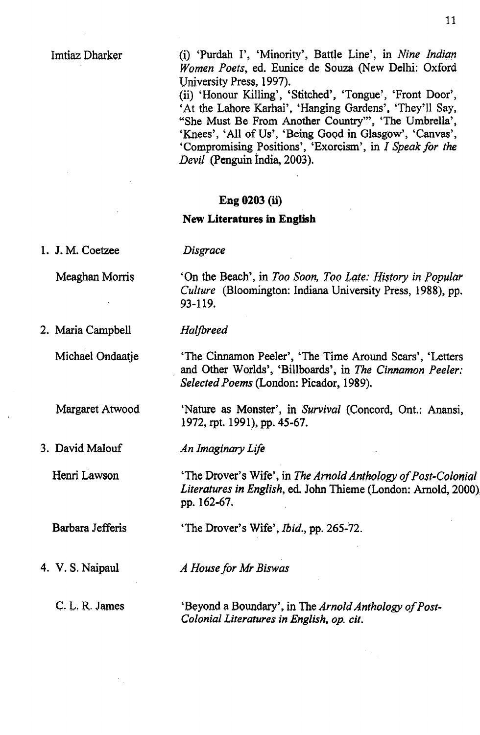Imtiaz Dharker

(i) 'Purdah I', 'Minority', Battle Line', in *Nine Indian Women Poets*, ed. Eunice de Souza (New Delhi: Oxford University Press, 1997).

(ii) 'Honour Killing', 'Stitched', 'Tongue', 'Front Door', 'At the Lahore Karhai', 'Hanging Gardens', 'They'll Say, "She Must Be From Another Country"', 'The Umbrella', 'Knees', 'All of Us', 'Being Good in Glasgow', 'Canvas', 'Compromising Positions', 'Exorcism', in *I Speak for the Devil* (Penguin India, 2003).

## Eng 0203 (ii)

## New Literatures in English

1. J. M. Coetzee — *Disgrace*

   Meaghan Morris — 'On the Beach', in *Too Soon, Too Late: History in Popular Culture* (Bloomington: Indiana University Press, 1988), pp. 93-119.

2. Maria Campbell — *Halfbreed*

   Michael Ondaatje — 'The Cinnamon Peeler', 'The Time Around Scars', 'Letters and Other Worlds', 'Billboards', in *The Cinnamon Peeler: Selected Poems* (London: Picador, 1989).

   Margaret Atwood — 'Nature as Monster', in *Survival* (Concord, Ont.: Anansi, 1972, rpt. 1991), pp. 45-67.

3. David Malouf — *An Imaginary Life*

   Henri Lawson — 'The Drover's Wife', in *The Arnold Anthology of Post-Colonial Literatures in English*, ed. John Thieme (London: Arnold, 2000), pp. 162-67.

   Barbara Jefferis — 'The Drover's Wife', *Ibid.*, pp. 265-72.

4. V. S. Naipaul — *A House for Mr Biswas*

   C. L. R. James — 'Beyond a Boundary', in The *Arnold Anthology of Post-Colonial Literatures in English, op. cit.*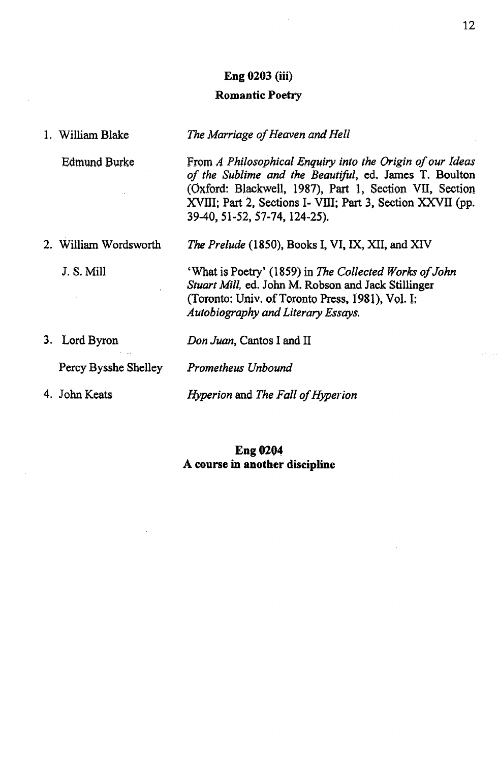## Eng 0203 (iii)

## Romantic Poetry

1. William Blake — *The Marriage of Heaven and Hell*

   Edmund Burke — From *A Philosophical Enquiry into the Origin of our Ideas of the Sublime and the Beautiful*, ed. James T. Boulton (Oxford: Blackwell, 1987), Part 1, Section VII, Section XVIII; Part 2, Sections I- VIII; Part 3, Section XXVII (pp. 39-40, 51-52, 57-74, 124-25).

2. William Wordsworth — *The Prelude* (1850), Books I, VI, IX, XII, and XIV

   J. S. Mill — 'What is Poetry' (1859) in *The Collected Works of John Stuart Mill*, ed. John M. Robson and Jack Stillinger (Toronto: Univ. of Toronto Press, 1981), Vol. I; *Autobiography and Literary Essays.*

3. Lord Byron — *Don Juan*, Cantos I and II

   Percy Bysshe Shelley — *Prometheus Unbound*

4. John Keats — *Hyperion* and *The Fall of Hyperion*

## Eng 0204

## A course in another discipline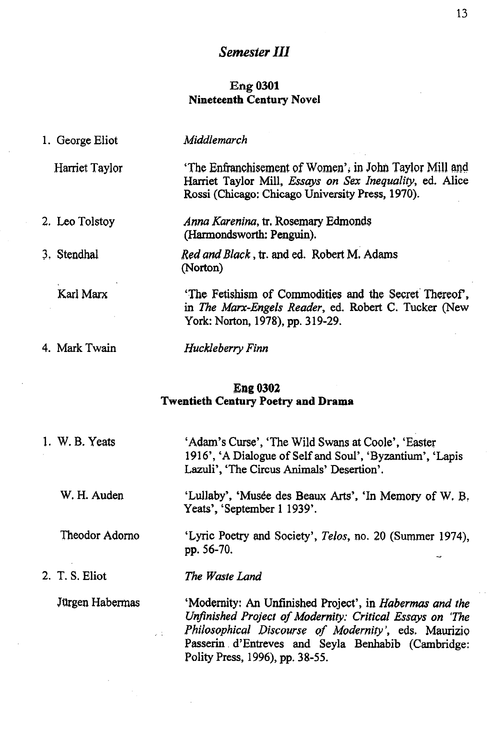## *Semester III*

### Eng 0301
### Nineteenth Century Novel

1. George Eliot — *Middlemarch*

   Harriet Taylor — 'The Enfranchisement of Women', in John Taylor Mill and Harriet Taylor Mill, *Essays on Sex Inequality*, ed. Alice Rossi (Chicago: Chicago University Press, 1970).

2. Leo Tolstoy — *Anna Karenina*, tr. Rosemary Edmonds (Harmondsworth: Penguin).

3. Stendhal — *Red and Black*, tr. and ed. Robert M. Adams (Norton)

   Karl Marx — 'The Fetishism of Commodities and the Secret Thereof', in *The Marx-Engels Reader*, ed. Robert C. Tucker (New York: Norton, 1978), pp. 319-29.

4. Mark Twain — *Huckleberry Finn*

### Eng 0302
### Twentieth Century Poetry and Drama

1. W. B. Yeats — 'Adam's Curse', 'The Wild Swans at Coole', 'Easter 1916', 'A Dialogue of Self and Soul', 'Byzantium', 'Lapis Lazuli', 'The Circus Animals' Desertion'.

   W. H. Auden — 'Lullaby', 'Musée des Beaux Arts', 'In Memory of W. B. Yeats', 'September 1 1939'.

   Theodor Adorno — 'Lyric Poetry and Society', *Telos*, no. 20 (Summer 1974), pp. 56-70.

2. T. S. Eliot — *The Waste Land*

   Jürgen Habermas — 'Modernity: An Unfinished Project', in *Habermas and the Unfinished Project of Modernity: Critical Essays on 'The Philosophical Discourse of Modernity'*, eds. Maurizio Passerin d'Entreves and Seyla Benhabib (Cambridge: Polity Press, 1996), pp. 38-55.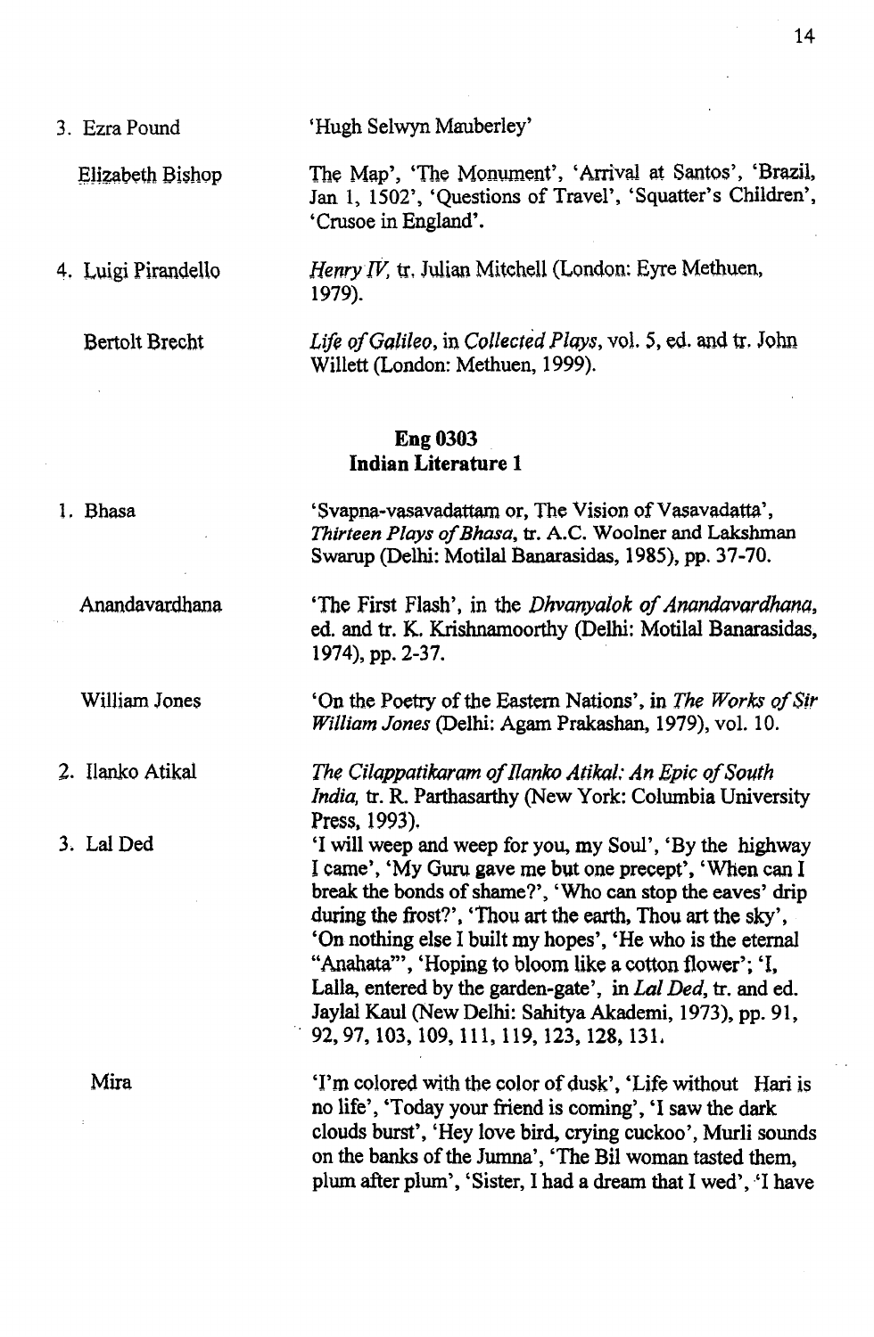3. Ezra Pound — 'Hugh Selwyn Mauberley'

Elizabeth Bishop — The Map', 'The Monument', 'Arrival at Santos', 'Brazil, Jan 1, 1502', 'Questions of Travel', 'Squatter's Children', 'Crusoe in England'.

4. Luigi Pirandello — *Henry IV*, tr. Julian Mitchell (London: Eyre Methuen, 1979).

Bertolt Brecht — *Life of Galileo*, in *Collected Plays*, vol. 5, ed. and tr. John Willett (London: Methuen, 1999).

## Eng 0303
## Indian Literature 1

1. Bhasa — 'Svapna-vasavadattam or, The Vision of Vasavadatta', *Thirteen Plays of Bhasa*, tr. A.C. Woolner and Lakshman Swarup (Delhi: Motilal Banarasidas, 1985), pp. 37-70.

Anandavardhana — 'The First Flash', in the *Dhvanyalok of Anandavardhana*, ed. and tr. K. Krishnamoorthy (Delhi: Motilal Banarasidas, 1974), pp. 2-37.

William Jones — 'On the Poetry of the Eastern Nations', in *The Works of Sir William Jones* (Delhi: Agam Prakashan, 1979), vol. 10.

2. Ilanko Atikal — *The Cilappatikaram of Ilanko Atikal: An Epic of South India*, tr. R. Parthasarthy (New York: Columbia University Press, 1993).

3. Lal Ded — 'I will weep and weep for you, my Soul', 'By the highway I came', 'My Guru gave me but one precept', 'When can I break the bonds of shame?', 'Who can stop the eaves' drip during the frost?', 'Thou art the earth, Thou art the sky', 'On nothing else I built my hopes', 'He who is the eternal "Anahata"', 'Hoping to bloom like a cotton flower'; 'I, Lalla, entered by the garden-gate', in *Lal Ded*, tr. and ed. Jaylal Kaul (New Delhi: Sahitya Akademi, 1973), pp. 91, 92, 97, 103, 109, 111, 119, 123, 128, 131.

Mira — 'I'm colored with the color of dusk', 'Life without Hari is no life', 'Today your friend is coming', 'I saw the dark clouds burst', 'Hey love bird, crying cuckoo', Murli sounds on the banks of the Jumna', 'The Bil woman tasted them, plum after plum', 'Sister, I had a dream that I wed', 'I have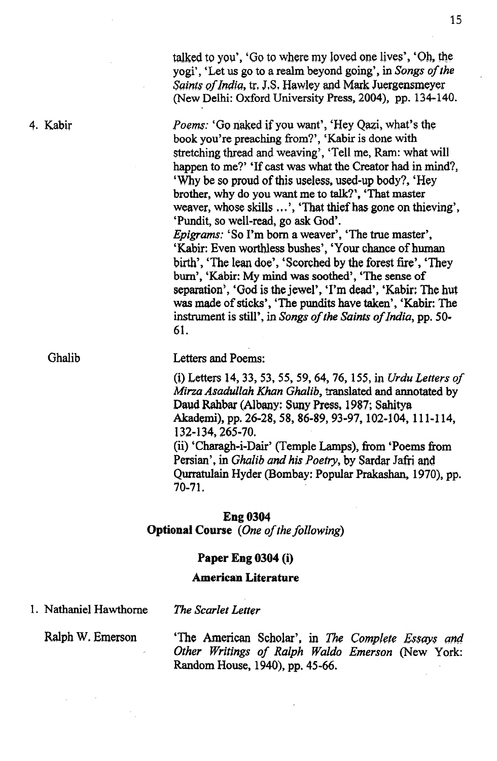talked to you', 'Go to where my loved one lives', 'Oh, the yogi', 'Let us go to a realm beyond going', in *Songs of the Saints of India*, tr. J.S. Hawley and Mark Juergensmeyer (New Delhi: Oxford University Press, 2004), pp. 134-140.

4. Kabir

*Poems:* 'Go naked if you want', 'Hey Qazi, what's the book you're preaching from?', 'Kabir is done with stretching thread and weaving', 'Tell me, Ram: what will happen to me?' 'If cast was what the Creator had in mind?, 'Why be so proud of this useless, used-up body?, 'Hey brother, why do you want me to talk?', 'That master weaver, whose skills ...', 'That thief has gone on thieving', 'Pundit, so well-read, go ask God'.
*Epigrams:* 'So I'm born a weaver', 'The true master', 'Kabir: Even worthless bushes', 'Your chance of human birth', 'The lean doe', 'Scorched by the forest fire', 'They burn', 'Kabir: My mind was soothed', 'The sense of separation', 'God is the jewel', 'I'm dead', 'Kabir: The hut was made of sticks', 'The pundits have taken', 'Kabir: The instrument is still', in *Songs of the Saints of India*, pp. 50-61.

Ghalib

Letters and Poems:

(i) Letters 14, 33, 53, 55, 59, 64, 76, 155, in *Urdu Letters of Mirza Asadullah Khan Ghalib*, translated and annotated by Daud Rahbar (Albany: Suny Press, 1987; Sahitya Akademi), pp. 26-28, 58, 86-89, 93-97, 102-104, 111-114, 132-134, 265-70.
(ii) 'Charagh-i-Dair' (Temple Lamps), from 'Poems from Persian', in *Ghalib and his Poetry*, by Sardar Jafri and Qurratulain Hyder (Bombay: Popular Prakashan, 1970), pp. 70-71.

**Eng 0304**
**Optional Course** *(One of the following)*

**Paper Eng 0304 (i)**

**American Literature**

1. Nathaniel Hawthorne

*The Scarlet Letter*

Ralph W. Emerson

'The American Scholar', in *The Complete Essays and Other Writings of Ralph Waldo Emerson* (New York: Random House, 1940), pp. 45-66.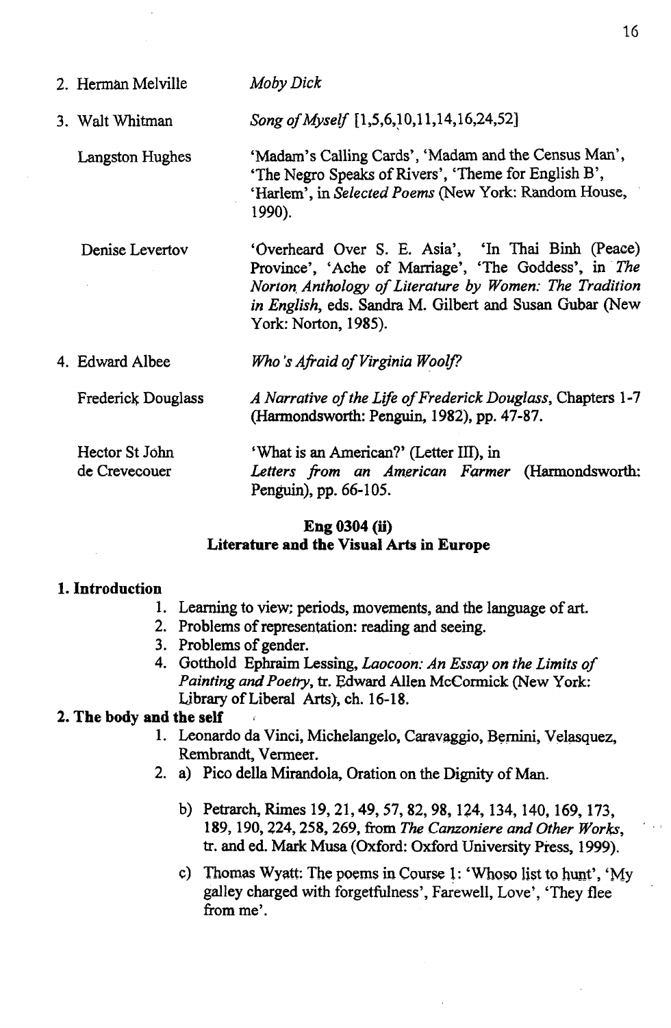2. Herman Melville — *Moby Dick*

3. Walt Whitman — *Song of Myself* [1,5,6,10,11,14,16,24,52]

   Langston Hughes — 'Madam's Calling Cards', 'Madam and the Census Man', 'The Negro Speaks of Rivers', 'Theme for English B', 'Harlem', in *Selected Poems* (New York: Random House, 1990).

   Denise Levertov — 'Overheard Over S. E. Asia', 'In Thai Binh (Peace) Province', 'Ache of Marriage', 'The Goddess', in *The Norton Anthology of Literature by Women: The Tradition in English*, eds. Sandra M. Gilbert and Susan Gubar (New York: Norton, 1985).

4. Edward Albee — *Who's Afraid of Virginia Woolf?*

   Frederick Douglass — *A Narrative of the Life of Frederick Douglass*, Chapters 1-7 (Harmondsworth: Penguin, 1982), pp. 47-87.

   Hector St John de Crevecouer — 'What is an American?' (Letter III), in *Letters from an American Farmer* (Harmondsworth: Penguin), pp. 66-105.

## Eng 0304 (ii)
## Literature and the Visual Arts in Europe

**1. Introduction**

1. Learning to view: periods, movements, and the language of art.
2. Problems of representation: reading and seeing.
3. Problems of gender.
4. Gotthold Ephraim Lessing, *Laocoon: An Essay on the Limits of Painting and Poetry*, tr. Edward Allen McCormick (New York: Library of Liberal Arts), ch. 16-18.

**2. The body and the self**

1. Leonardo da Vinci, Michelangelo, Caravaggio, Bernini, Velasquez, Rembrandt, Vermeer.
2. a) Pico della Mirandola, Oration on the Dignity of Man.

   b) Petrarch, Rimes 19, 21, 49, 57, 82, 98, 124, 134, 140, 169, 173, 189, 190, 224, 258, 269, from *The Canzoniere and Other Works*, tr. and ed. Mark Musa (Oxford: Oxford University Press, 1999).

   c) Thomas Wyatt: The poems in Course 1: 'Whoso list to hunt', 'My galley charged with forgetfulness', Farewell, Love', 'They flee from me'.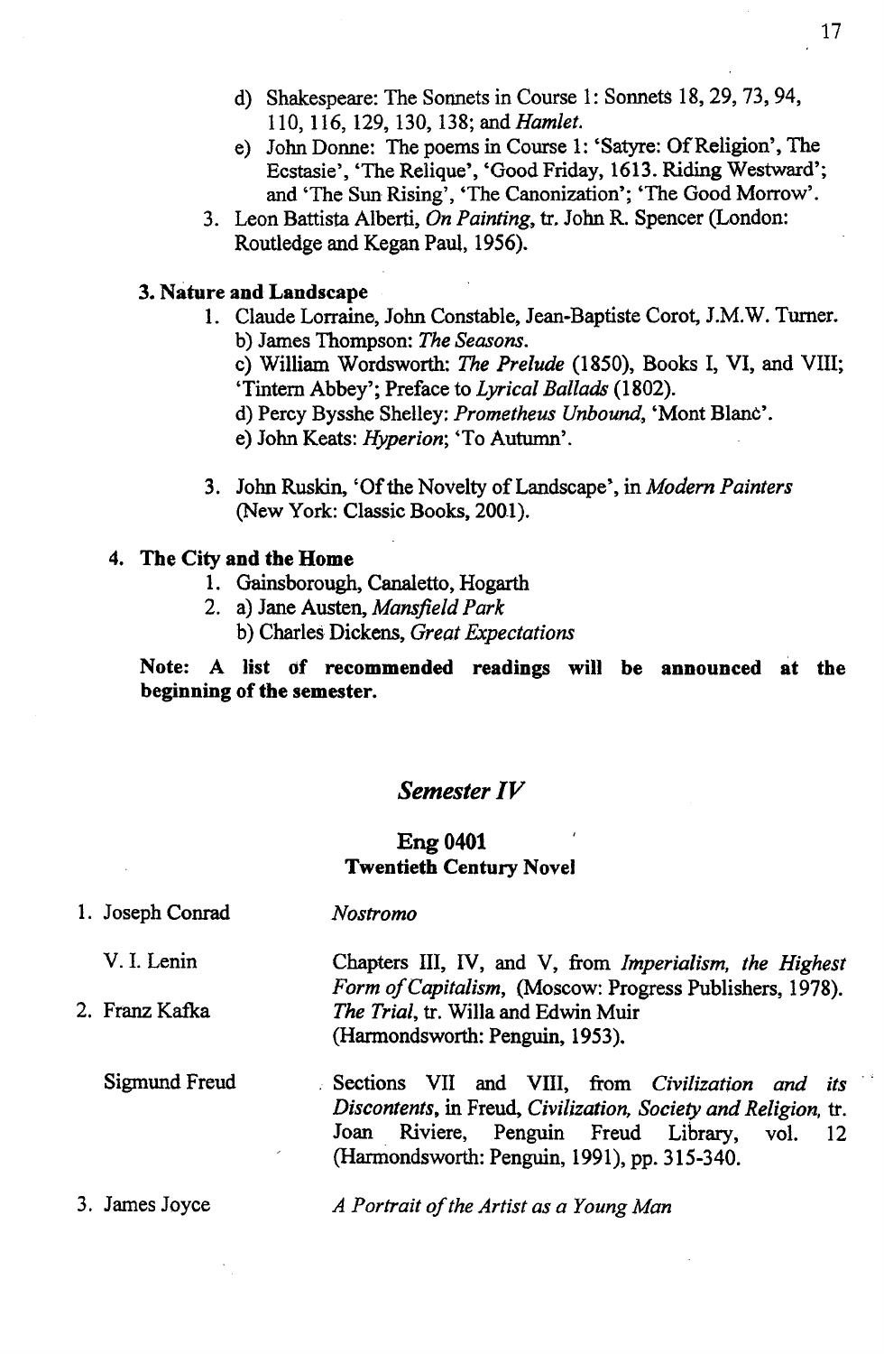d) Shakespeare: The Sonnets in Course 1: Sonnets 18, 29, 73, 94, 110, 116, 129, 130, 138; and *Hamlet.*

e) John Donne: The poems in Course 1: 'Satyre: Of Religion', The Ecstasie', 'The Relique', 'Good Friday, 1613. Riding Westward'; and 'The Sun Rising', 'The Canonization'; 'The Good Morrow'.

3. Leon Battista Alberti, *On Painting*, tr. John R. Spencer (London: Routledge and Kegan Paul, 1956).

**3. Nature and Landscape**

1. Claude Lorraine, John Constable, Jean-Baptiste Corot, J.M.W. Turner.
   b) James Thompson: *The Seasons.*
   c) William Wordsworth: *The Prelude* (1850), Books I, VI, and VIII; 'Tintern Abbey'; Preface to *Lyrical Ballads* (1802).
   d) Percy Bysshe Shelley: *Prometheus Unbound*, 'Mont Blanc'.
   e) John Keats: *Hyperion*; 'To Autumn'.

3. John Ruskin, 'Of the Novelty of Landscape', in *Modern Painters* (New York: Classic Books, 2001).

**4. The City and the Home**

1. Gainsborough, Canaletto, Hogarth
2. a) Jane Austen, *Mansfield Park*
   b) Charles Dickens, *Great Expectations*

**Note: A list of recommended readings will be announced at the beginning of the semester.**

## *Semester IV*

### Eng 0401
### Twentieth Century Novel

1. Joseph Conrad — *Nostromo*

   V. I. Lenin — Chapters III, IV, and V, from *Imperialism, the Highest Form of Capitalism*, (Moscow: Progress Publishers, 1978).

2. Franz Kafka — *The Trial*, tr. Willa and Edwin Muir (Harmondsworth: Penguin, 1953).

   Sigmund Freud — Sections VII and VIII, from *Civilization and its Discontents*, in Freud, *Civilization, Society and Religion*, tr. Joan Riviere, Penguin Freud Library, vol. 12 (Harmondsworth: Penguin, 1991), pp. 315-340.

3. James Joyce — *A Portrait of the Artist as a Young Man*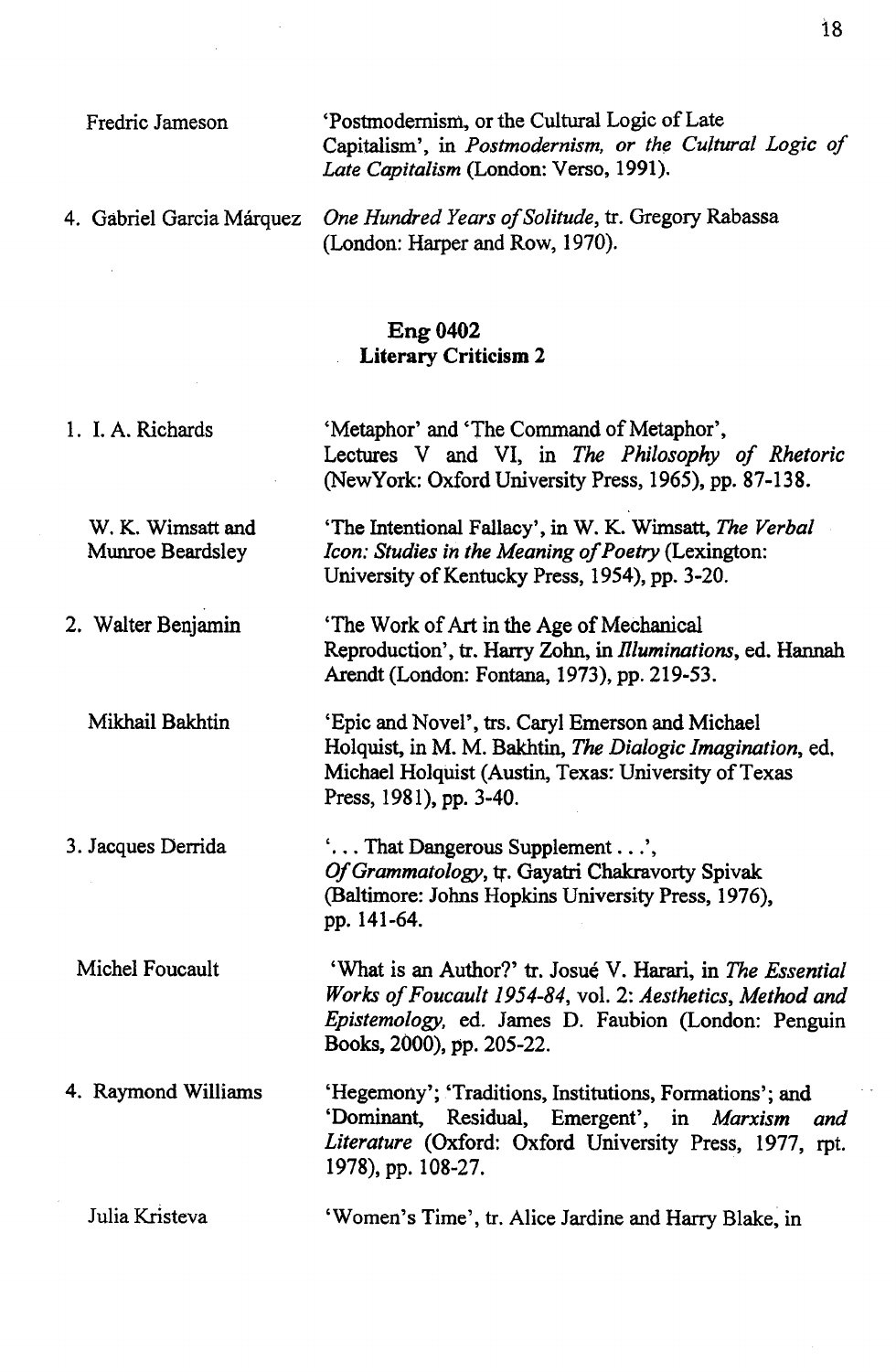Fredric Jameson — 'Postmodernism, or the Cultural Logic of Late Capitalism', in *Postmodernism, or the Cultural Logic of Late Capitalism* (London: Verso, 1991).

4. Gabriel Garcia Márquez — *One Hundred Years of Solitude*, tr. Gregory Rabassa (London: Harper and Row, 1970).

## Eng 0402
## Literary Criticism 2

1. I. A. Richards — 'Metaphor' and 'The Command of Metaphor', Lectures V and VI, in *The Philosophy of Rhetoric* (NewYork: Oxford University Press, 1965), pp. 87-138.

   W. K. Wimsatt and Munroe Beardsley — 'The Intentional Fallacy', in W. K. Wimsatt, *The Verbal Icon: Studies in the Meaning of Poetry* (Lexington: University of Kentucky Press, 1954), pp. 3-20.

2. Walter Benjamin — 'The Work of Art in the Age of Mechanical Reproduction', tr. Harry Zohn, in *Illuminations*, ed. Hannah Arendt (London: Fontana, 1973), pp. 219-53.

   Mikhail Bakhtin — 'Epic and Novel', trs. Caryl Emerson and Michael Holquist, in M. M. Bakhtin, *The Dialogic Imagination*, ed. Michael Holquist (Austin, Texas: University of Texas Press, 1981), pp. 3-40.

3. Jacques Derrida — '... That Dangerous Supplement...', *Of Grammatology*, tr. Gayatri Chakravorty Spivak (Baltimore: Johns Hopkins University Press, 1976), pp. 141-64.

   Michel Foucault — 'What is an Author?' tr. Josué V. Harari, in *The Essential Works of Foucault 1954-84*, vol. 2: *Aesthetics, Method and Epistemology*, ed. James D. Faubion (London: Penguin Books, 2000), pp. 205-22.

4. Raymond Williams — 'Hegemony'; 'Traditions, Institutions, Formations'; and 'Dominant, Residual, Emergent', in *Marxism and Literature* (Oxford: Oxford University Press, 1977, rpt. 1978), pp. 108-27.

   Julia Kristeva — 'Women's Time', tr. Alice Jardine and Harry Blake, in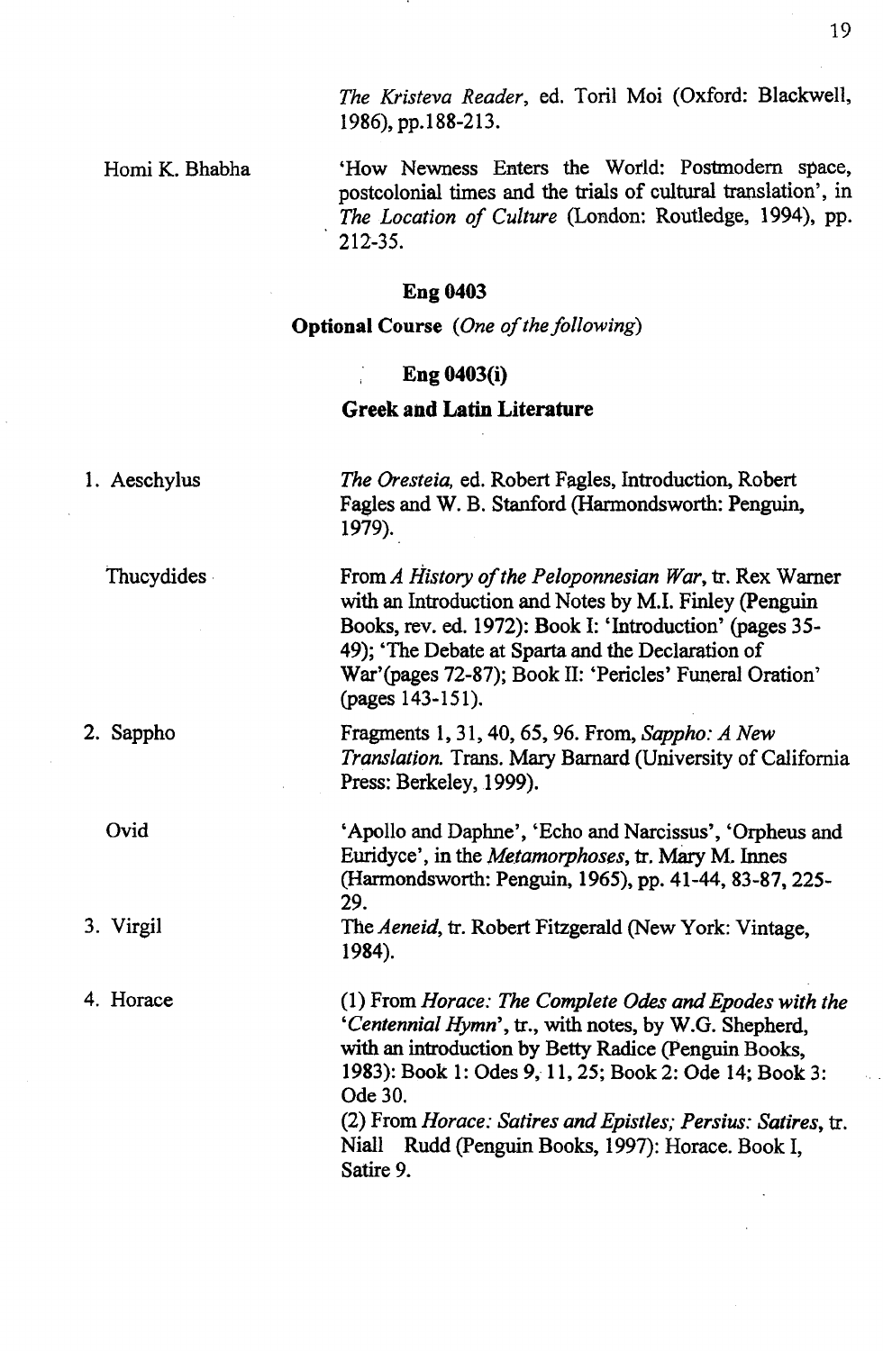*The Kristeva Reader*, ed. Toril Moi (Oxford: Blackwell, 1986), pp.188-213.

Homi K. Bhabha — 'How Newness Enters the World: Postmodern space, postcolonial times and the trials of cultural translation', in *The Location of Culture* (London: Routledge, 1994), pp. 212-35.

### Eng 0403

**Optional Course** *(One of the following)*

### Eng 0403(i)

### Greek and Latin Literature

1. Aeschylus — *The Oresteia*, ed. Robert Fagles, Introduction, Robert Fagles and W. B. Stanford (Harmondsworth: Penguin, 1979).

   Thucydides — From *A History of the Peloponnesian War*, tr. Rex Warner with an Introduction and Notes by M.I. Finley (Penguin Books, rev. ed. 1972): Book I: 'Introduction' (pages 35-49); 'The Debate at Sparta and the Declaration of War'(pages 72-87); Book II: 'Pericles' Funeral Oration' (pages 143-151).

2. Sappho — Fragments 1, 31, 40, 65, 96. From, *Sappho: A New Translation.* Trans. Mary Barnard (University of California Press: Berkeley, 1999).

   Ovid — 'Apollo and Daphne', 'Echo and Narcissus', 'Orpheus and Euridyce', in the *Metamorphoses*, tr. Mary M. Innes (Harmondsworth: Penguin, 1965), pp. 41-44, 83-87, 225-29.

3. Virgil — The *Aeneid*, tr. Robert Fitzgerald (New York: Vintage, 1984).

4. Horace — (1) From *Horace: The Complete Odes and Epodes with the 'Centennial Hymn'*, tr., with notes, by W.G. Shepherd, with an introduction by Betty Radice (Penguin Books, 1983): Book 1: Odes 9, 11, 25; Book 2: Ode 14; Book 3: Ode 30.

   (2) From *Horace: Satires and Epistles; Persius: Satires*, tr. Niall Rudd (Penguin Books, 1997): Horace. Book I, Satire 9.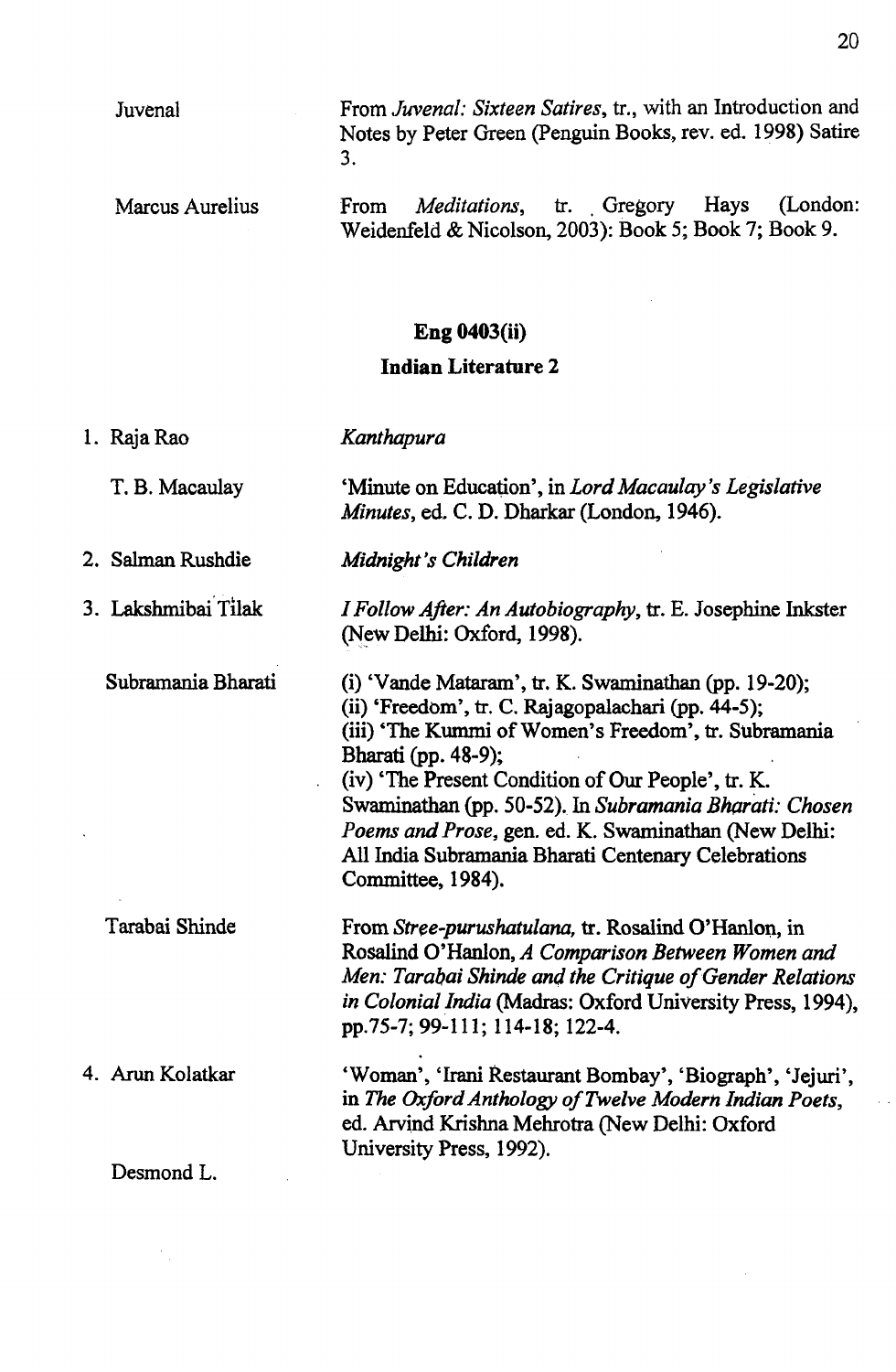Juvenal — From *Juvenal: Sixteen Satires*, tr., with an Introduction and Notes by Peter Green (Penguin Books, rev. ed. 1998) Satire 3.

Marcus Aurelius — From *Meditations*, tr. Gregory Hays (London: Weidenfeld & Nicolson, 2003): Book 5; Book 7; Book 9.

## Eng 0403(ii)

### Indian Literature 2

1. Raja Rao — *Kanthapura*

   T. B. Macaulay — 'Minute on Education', in *Lord Macaulay's Legislative Minutes*, ed. C. D. Dharkar (London, 1946).

2. Salman Rushdie — *Midnight's Children*

3. Lakshmibai Tilak — *I Follow After: An Autobiography*, tr. E. Josephine Inkster (New Delhi: Oxford, 1998).

   Subramania Bharati — (i) 'Vande Mataram', tr. K. Swaminathan (pp. 19-20); (ii) 'Freedom', tr. C. Rajagopalachari (pp. 44-5); (iii) 'The Kummi of Women's Freedom', tr. Subramania Bharati (pp. 48-9); (iv) 'The Present Condition of Our People', tr. K. Swaminathan (pp. 50-52). In *Subramania Bharati: Chosen Poems and Prose*, gen. ed. K. Swaminathan (New Delhi: All India Subramania Bharati Centenary Celebrations Committee, 1984).

   Tarabai Shinde — From *Stree-purushatulana*, tr. Rosalind O'Hanlon, in Rosalind O'Hanlon, *A Comparison Between Women and Men: Tarabai Shinde and the Critique of Gender Relations in Colonial India* (Madras: Oxford University Press, 1994), pp.75-7; 99-111; 114-18; 122-4.

4. Arun Kolatkar — 'Woman', 'Irani Restaurant Bombay', 'Biograph', 'Jejuri', in *The Oxford Anthology of Twelve Modern Indian Poets*, ed. Arvind Krishna Mehrotra (New Delhi: Oxford University Press, 1992).

   Desmond L.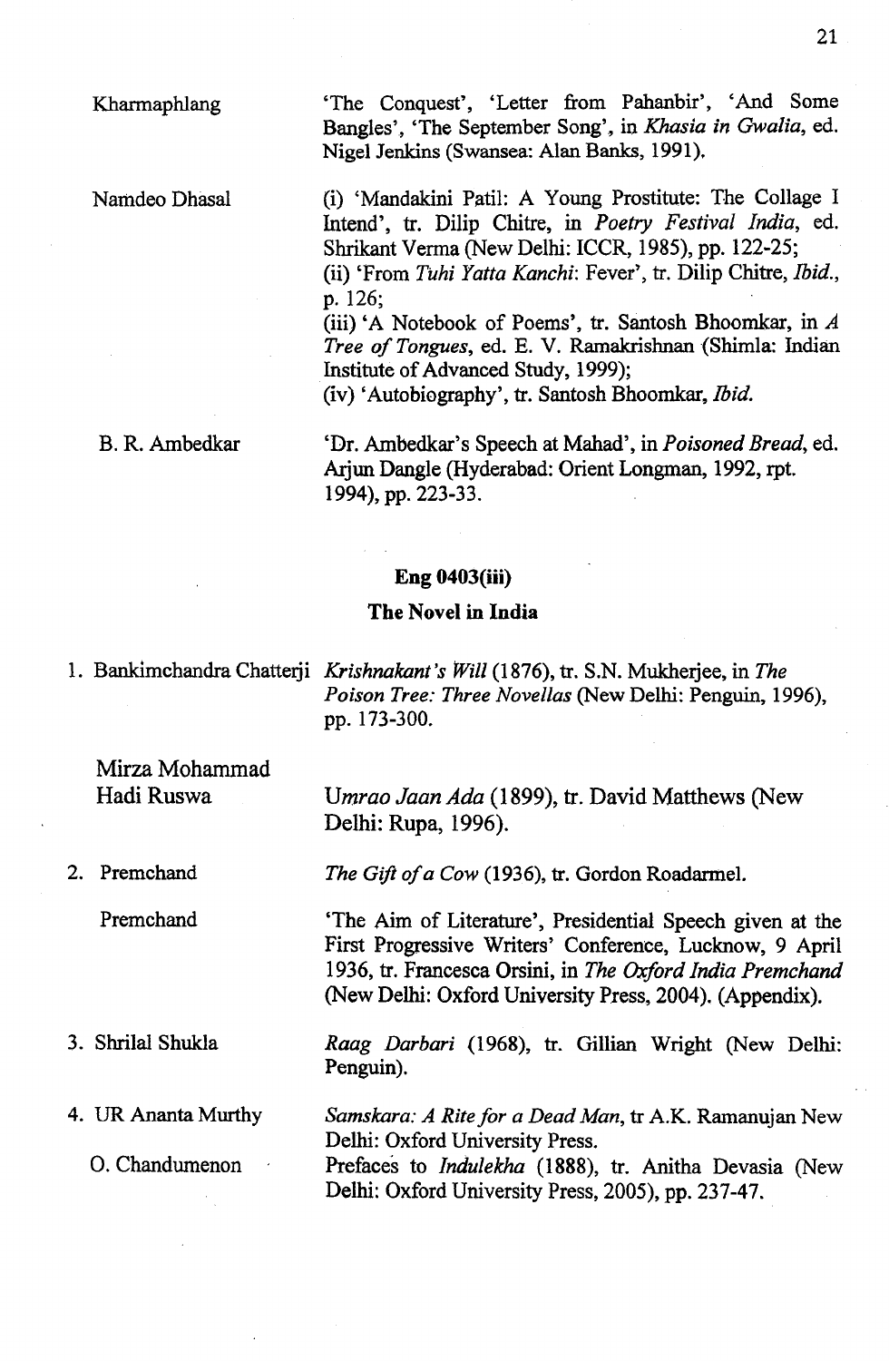| | |
|---|---|
| Kharmaphlang | 'The Conquest', 'Letter from Pahanbir', 'And Some Bangles', 'The September Song', in *Khasia in Gwalia*, ed. Nigel Jenkins (Swansea: Alan Banks, 1991). |
| Namdeo Dhasal | (i) 'Mandakini Patil: A Young Prostitute: The Collage I Intend', tr. Dilip Chitre, in *Poetry Festival India*, ed. Shrikant Verma (New Delhi: ICCR, 1985), pp. 122-25; (ii) 'From *Tuhi Yatta Kanchi*: Fever', tr. Dilip Chitre, *Ibid.*, p. 126; (iii) 'A Notebook of Poems', tr. Santosh Bhoomkar, in *A Tree of Tongues*, ed. E. V. Ramakrishnan (Shimla: Indian Institute of Advanced Study, 1999); (iv) 'Autobiography', tr. Santosh Bhoomkar, *Ibid.* |
| B. R. Ambedkar | 'Dr. Ambedkar's Speech at Mahad', in *Poisoned Bread*, ed. Arjun Dangle (Hyderabad: Orient Longman, 1992, rpt. 1994), pp. 223-33. |

## Eng 0403(iii)

## The Novel in India

| | |
|---|---|
| 1. Bankimchandra Chatterji | *Krishnakant's Will* (1876), tr. S.N. Mukherjee, in *The Poison Tree: Three Novellas* (New Delhi: Penguin, 1996), pp. 173-300. |
| Mirza Mohammad Hadi Ruswa | *Umrao Jaan Ada* (1899), tr. David Matthews (New Delhi: Rupa, 1996). |
| 2. Premchand | *The Gift of a Cow* (1936), tr. Gordon Roadarmel. |
| Premchand | 'The Aim of Literature', Presidential Speech given at the First Progressive Writers' Conference, Lucknow, 9 April 1936, tr. Francesca Orsini, in *The Oxford India Premchand* (New Delhi: Oxford University Press, 2004). (Appendix). |
| 3. Shrilal Shukla | *Raag Darbari* (1968), tr. Gillian Wright (New Delhi: Penguin). |
| 4. UR Ananta Murthy | *Samskara: A Rite for a Dead Man*, tr A.K. Ramanujan New Delhi: Oxford University Press. |
| O. Chandumenon | Prefaces to *Indulekha* (1888), tr. Anitha Devasia (New Delhi: Oxford University Press, 2005), pp. 237-47. |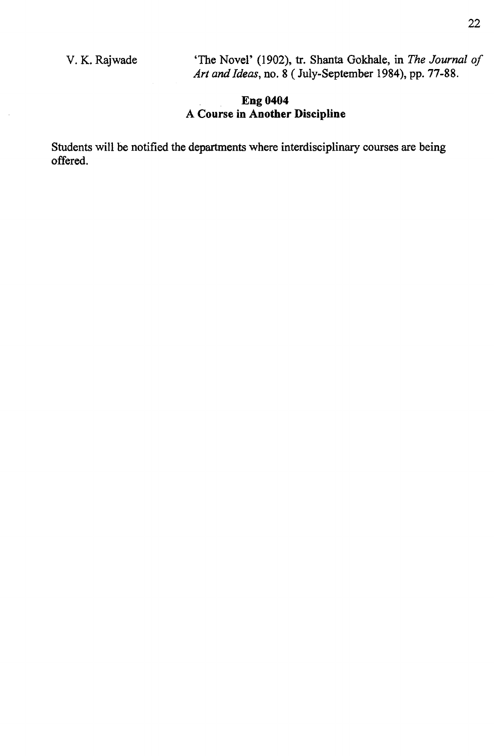V. K. Rajwade — 'The Novel' (1902), tr. Shanta Gokhale, in *The Journal of Art and Ideas*, no. 8 ( July-September 1984), pp. 77-88.

## Eng 0404
## A Course in Another Discipline

Students will be notified the departments where interdisciplinary courses are being offered.